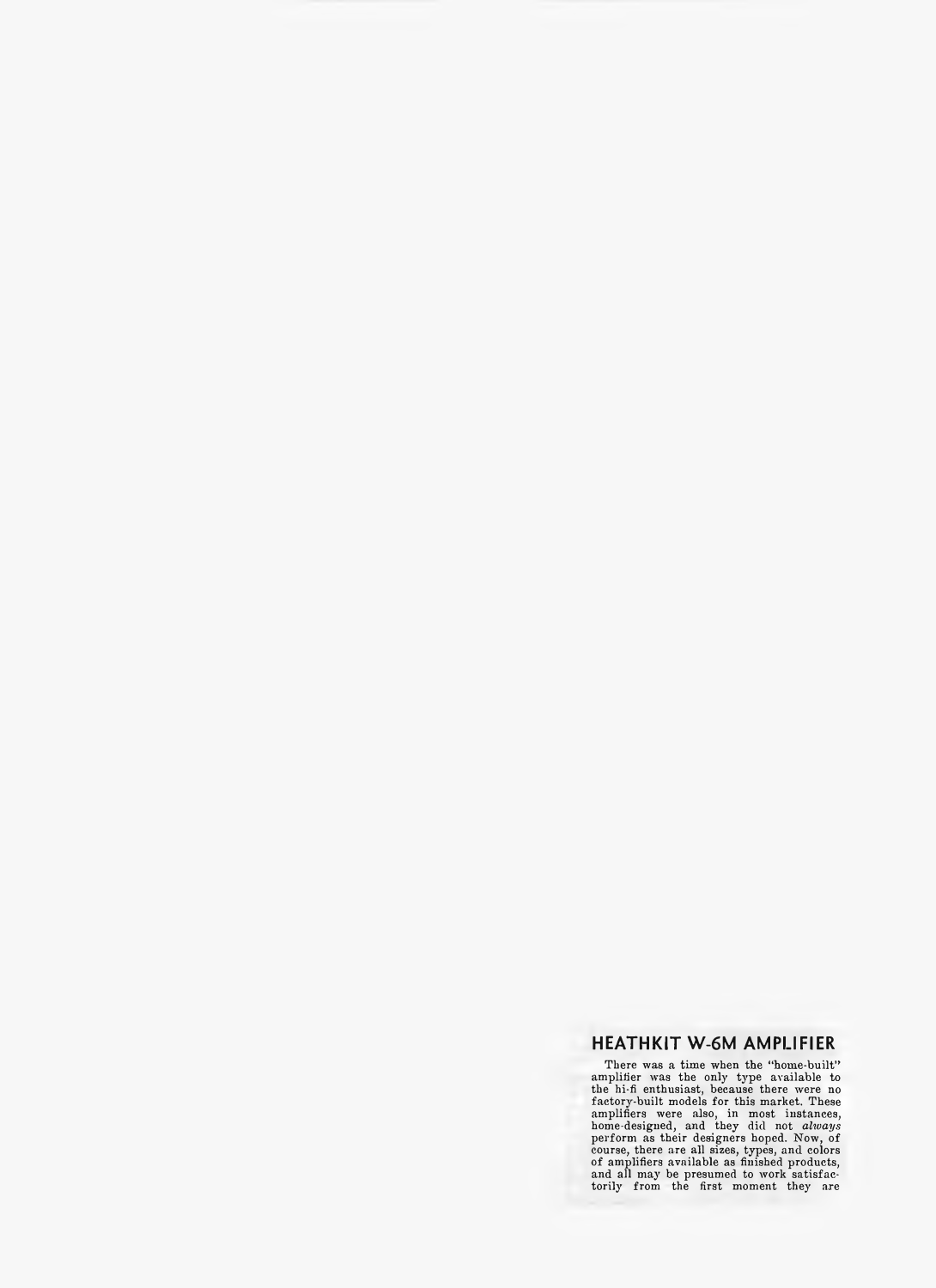## HEATHKIT W-6M AMPLIFIER

There was a time when the "home-built" amplifier was the only type available to the hi-fi enthusiast, because there were no factory-built models for this market. These amplifiers were also, in most instances, home-designed, and they did not *always* perform as their designers hoped. Now, of course, there are all sizes, types, and colors of amplifiers available as finished products, and all may be presumed to work satisfactorily from the first moment they are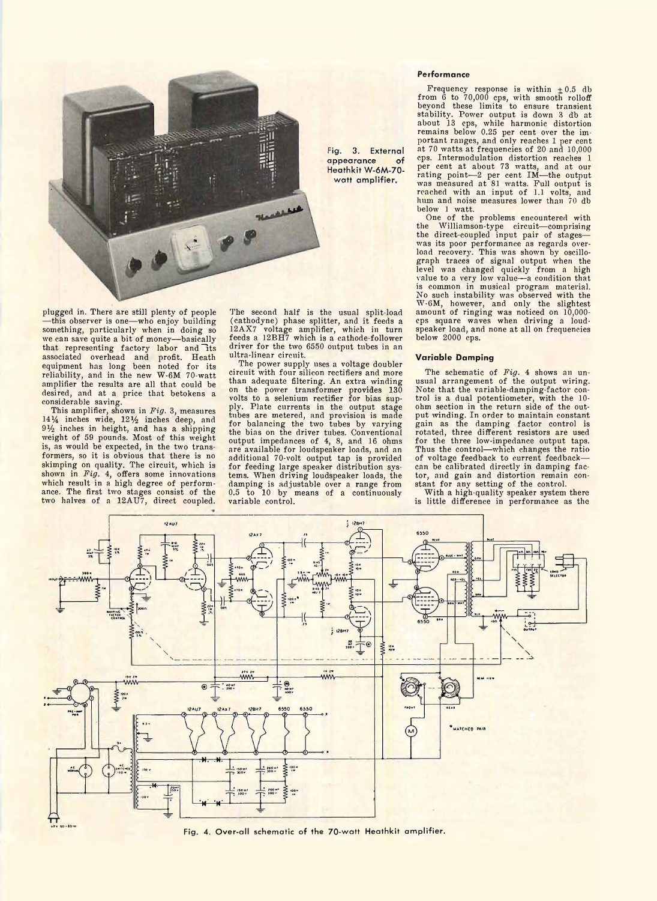plugged in. There are still plenty of people—this observer is one—who enjoy building something, particularly when in doing so we can save quite a bit of money—basically that representing factory labor and its associated overhead and profit. Heath equipment has long been noted for its reliability, and in the new W-6M 70-watt amplifier the results are all that could be desired, and at a price that betokens a considerable saving.

This amplifier, shown in *Fig.* 3, measures 14¼ inches wide, 12½ inches deep, and 9½ inches in height, and has a shipping weight of 59 pounds. Most of this weight is, as would be expected, in the two transformers, so it is obvious that there is no skimping on quality. The circuit, which is shown in *Fig.* 4, offers some innovations which result in a high degree of performance. The first two stages consist of the two halves of a 12AU7, direct coupled. The second half is the usual split-load (cathodyne) phase splitter, and it feeds a 12AX7 voltage amplifier, which in turn feeds a 12BH7 which is a cathode-follower driver for the two 6550 output tubes in an ultra-linear circuit.

The power supply uses a voltage doubler circuit with four silicon rectifiers and more than adequate filtering. An extra winding on the power transformer provides 130 volts to a selenium rectifier for bias supply. Plate currents in the output stage tubes are metered, and provision is made for balancing the two tubes by varying the bias on the driver tubes. Conventional output impedances of 4, 8, and 16 ohms are available for loudspeaker loads, and an additional 70-volt output tap is provided for feeding large speaker distribution systems. When driving loudspeaker loads, the damping is adjustable over a range from 0.5 to 10 by means of a continuously variable control.

Fig. 3. External appearance of Heathkit W-6M-70-watt amplifier.

### Performance

Frequency response is within ±0.5 db from 6 to 70,000 cps, with smooth rolloff beyond these limits to ensure transient stability. Power output is down 3 db at about 13 cps, while harmonic distortion remains below 0.25 per cent over the important ranges, and only reaches 1 per cent at 70 watts at frequencies of 20 and 10,000 cps. Intermodulation distortion reaches 1 per cent at about 73 watts, and at our rating point—2 per cent IM—the output was measured at 81 watts. Full output is reached with an input of 1.1 volts, and hum and noise measures lower than 70 db below 1 watt.

One of the problems encountered with the Williamson-type circuit—comprising the direct-coupled input pair of stages—was its poor performance as regards overload recovery. This was shown by oscillograph traces of signal output when the level was changed quickly from a high value to a very low value—a condition that is common in musical program material. No such instability was observed with the W-6M, however, and only the slightest amount of ringing was noticed on 10,000-cps square waves when driving a loudspeaker load, and none at all on frequencies below 2000 cps.

### Variable Damping

The schematic of *Fig.* 4 shows an unusual arrangement of the output wiring. Note that the variable-damping-factor control is a dual potentiometer, with the 10-ohm section in the return side of the output winding. In order to maintain constant gain as the damping factor control is rotated, three different resistors are used for the three low-impedance output taps. Thus the control—which changes the ratio of voltage feedback to current feedback—can be calibrated directly in damping factor, and gain and distortion remain constant for any setting of the control.

With a high-quality speaker system there is little difference in performance as the

Fig. 4. Over-all schematic of the 70-watt Heathkit amplifier.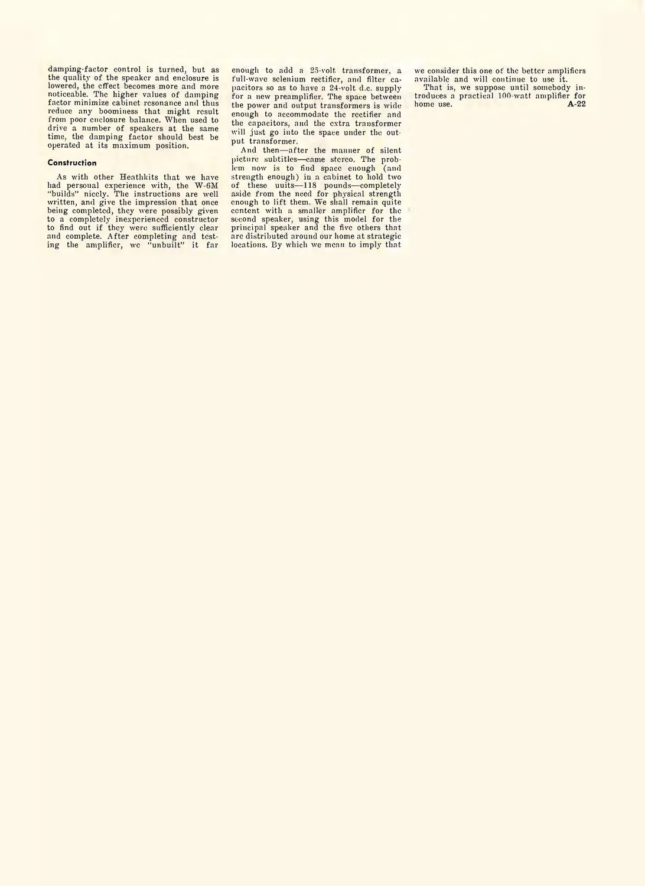damping-factor control is turned, but as the quality of the speaker and enclosure is lowered, the effect becomes more and more noticeable. The higher values of damping factor minimize cabinet resonance and thus reduce any boominess that might result from poor enclosure balance. When used to drive a number of speakers at the same time, the damping factor should best be operated at its maximum position.

#### Construction

As with other Heathkits that we have had personal experience with, the W-6M "builds" nicely. The instructions are well written, and give the impression that once being completed, they were possibly given to a completely inexperienced constructor to find out if they were sufficiently clear and complete. After completing and testing the amplifier, we "unbuilt" it far enough to add a 25-volt transformer, a full-wave selenium rectifier, and filter capacitors so as to have a 24-volt d.c. supply for a new preamplifier. The space between the power and output transformers is wide enough to accommodate the rectifier and the capacitors, and the extra transformer will just go into the space under the output transformer.

And then—after the manner of silent picture subtitles—came stereo. The problem now is to find space enough (and strength enough) in a cabinet to hold two of these units—118 pounds—completely aside from the need for physical strength enough to lift them. We shall remain quite content with a smaller amplifier for the second speaker, using this model for the principal speaker and the five others that are distributed around our home at strategic locations. By which we mean to imply that we consider this one of the better amplifiers available and will continue to use it.

That is, we suppose until somebody introduces a practical 100-watt amplifier for home use. **A-22**